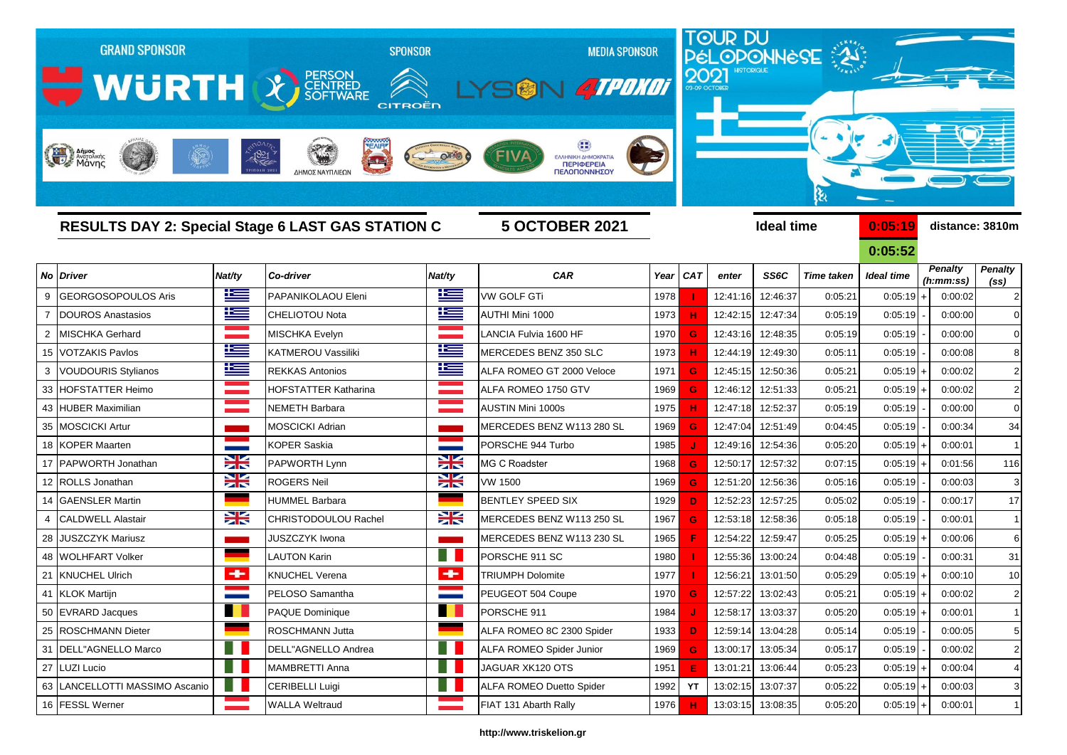GRAND SPONSOR WÜRTH — PERSON CENTRED SOFTWARE — SPONSOR CITROËN — MEDIA SPONSOR LYSON 4TPOXOI

TOUR DU PéLOPONNèSE 2021 HISTORIQUE 03-09 OCTOBER

## RESULTS DAY 2: Special Stage 6 LAST GAS STATION C

**5 OCTOBER 2021**

**Ideal time** 0:05:19 **distance: 3810m**

0:05:52

| No | Driver | Nat/ty | Co-driver | Nat/ty | CAR | Year | CAT | enter | SS6C | Time taken | Ideal time | | Penalty (h:mm:ss) | Penalty (ss) |
|---|---|---|---|---|---|---|---|---|---|---|---|---|---|---|
| 9 | GEORGOSOPOULOS Aris | | PAPANIKOLAOU Eleni | | VW GOLF GTi | 1978 | I | 12:41:16 | 12:46:37 | 0:05:21 | 0:05:19 | + | 0:00:02 | 2 |
| 7 | DOUROS Anastasios | | CHELIOTOU Nota | | AUTHI Mini 1000 | 1973 | H | 12:42:15 | 12:47:34 | 0:05:19 | 0:05:19 | - | 0:00:00 | 0 |
| 2 | MISCHKA Gerhard | | MISCHKA Evelyn | | LANCIA Fulvia 1600 HF | 1970 | G | 12:43:16 | 12:48:35 | 0:05:19 | 0:05:19 | - | 0:00:00 | 0 |
| 15 | VOTZAKIS Pavlos | | KATMEROU Vassiliki | | MERCEDES BENZ 350 SLC | 1973 | H | 12:44:19 | 12:49:30 | 0:05:11 | 0:05:19 | - | 0:00:08 | 8 |
| 3 | VOUDOURIS Stylianos | | REKKAS Antonios | | ALFA ROMEO GT 2000 Veloce | 1971 | G | 12:45:15 | 12:50:36 | 0:05:21 | 0:05:19 | + | 0:00:02 | 2 |
| 33 | HOFSTATTER Heimo | | HOFSTATTER Katharina | | ALFA ROMEO 1750 GTV | 1969 | G | 12:46:12 | 12:51:33 | 0:05:21 | 0:05:19 | + | 0:00:02 | 2 |
| 43 | HUBER Maximilian | | NEMETH Barbara | | AUSTIN Mini 1000s | 1975 | H | 12:47:18 | 12:52:37 | 0:05:19 | 0:05:19 | - | 0:00:00 | 0 |
| 35 | MOSCICKI Artur | | MOSCICKI Adrian | | MERCEDES BENZ W113 280 SL | 1969 | G | 12:47:04 | 12:51:49 | 0:04:45 | 0:05:19 | - | 0:00:34 | 34 |
| 18 | KOPER Maarten | | KOPER Saskia | | PORSCHE 944 Turbo | 1985 | J | 12:49:16 | 12:54:36 | 0:05:20 | 0:05:19 | + | 0:00:01 | 1 |
| 17 | PAPWORTH Jonathan | | PAPWORTH Lynn | | MG C Roadster | 1968 | G | 12:50:17 | 12:57:32 | 0:07:15 | 0:05:19 | + | 0:01:56 | 116 |
| 12 | ROLLS Jonathan | | ROGERS Neil | | VW 1500 | 1969 | G | 12:51:20 | 12:56:36 | 0:05:16 | 0:05:19 | - | 0:00:03 | 3 |
| 14 | GAENSLER Martin | | HUMMEL Barbara | | BENTLEY SPEED SIX | 1929 | D | 12:52:23 | 12:57:25 | 0:05:02 | 0:05:19 | - | 0:00:17 | 17 |
| 4 | CALDWELL Alastair | | CHRISTODOULOU Rachel | | MERCEDES BENZ W113 250 SL | 1967 | G | 12:53:18 | 12:58:36 | 0:05:18 | 0:05:19 | - | 0:00:01 | 1 |
| 28 | JUSZCZYK Mariusz | | JUSZCZYK Iwona | | MERCEDES BENZ W113 230 SL | 1965 | F | 12:54:22 | 12:59:47 | 0:05:25 | 0:05:19 | + | 0:00:06 | 6 |
| 48 | WOLHFART Volker | | LAUTON Karin | | PORSCHE 911 SC | 1980 | I | 12:55:36 | 13:00:24 | 0:04:48 | 0:05:19 | - | 0:00:31 | 31 |
| 21 | KNUCHEL Ulrich | | KNUCHEL Verena | | TRIUMPH Dolomite | 1977 | I | 12:56:21 | 13:01:50 | 0:05:29 | 0:05:19 | + | 0:00:10 | 10 |
| 41 | KLOK Martijn | | PELOSO Samantha | | PEUGEOT 504 Coupe | 1970 | G | 12:57:22 | 13:02:43 | 0:05:21 | 0:05:19 | + | 0:00:02 | 2 |
| 50 | EVRARD Jacques | | PAQUE Dominique | | PORSCHE 911 | 1984 | J | 12:58:17 | 13:03:37 | 0:05:20 | 0:05:19 | + | 0:00:01 | 1 |
| 25 | ROSCHMANN Dieter | | ROSCHMANN Jutta | | ALFA ROMEO 8C 2300 Spider | 1933 | D | 12:59:14 | 13:04:28 | 0:05:14 | 0:05:19 | - | 0:00:05 | 5 |
| 31 | DELL"AGNELLO Marco | | DELL"AGNELLO Andrea | | ALFA ROMEO Spider Junior | 1969 | G | 13:00:17 | 13:05:34 | 0:05:17 | 0:05:19 | - | 0:00:02 | 2 |
| 27 | LUZI Lucio | | MAMBRETTI Anna | | JAGUAR XK120 OTS | 1951 | E | 13:01:21 | 13:06:44 | 0:05:23 | 0:05:19 | + | 0:00:04 | 4 |
| 63 | LANCELLOTTI MASSIMO Ascanio | | CERIBELLI Luigi | | ALFA ROMEO Duetto Spider | 1992 | YT | 13:02:15 | 13:07:37 | 0:05:22 | 0:05:19 | + | 0:00:03 | 3 |
| 16 | FESSL Werner | | WALLA Weltraud | | FIAT 131 Abarth Rally | 1976 | H | 13:03:15 | 13:08:35 | 0:05:20 | 0:05:19 | + | 0:00:01 | 1 |

http://www.triskelion.gr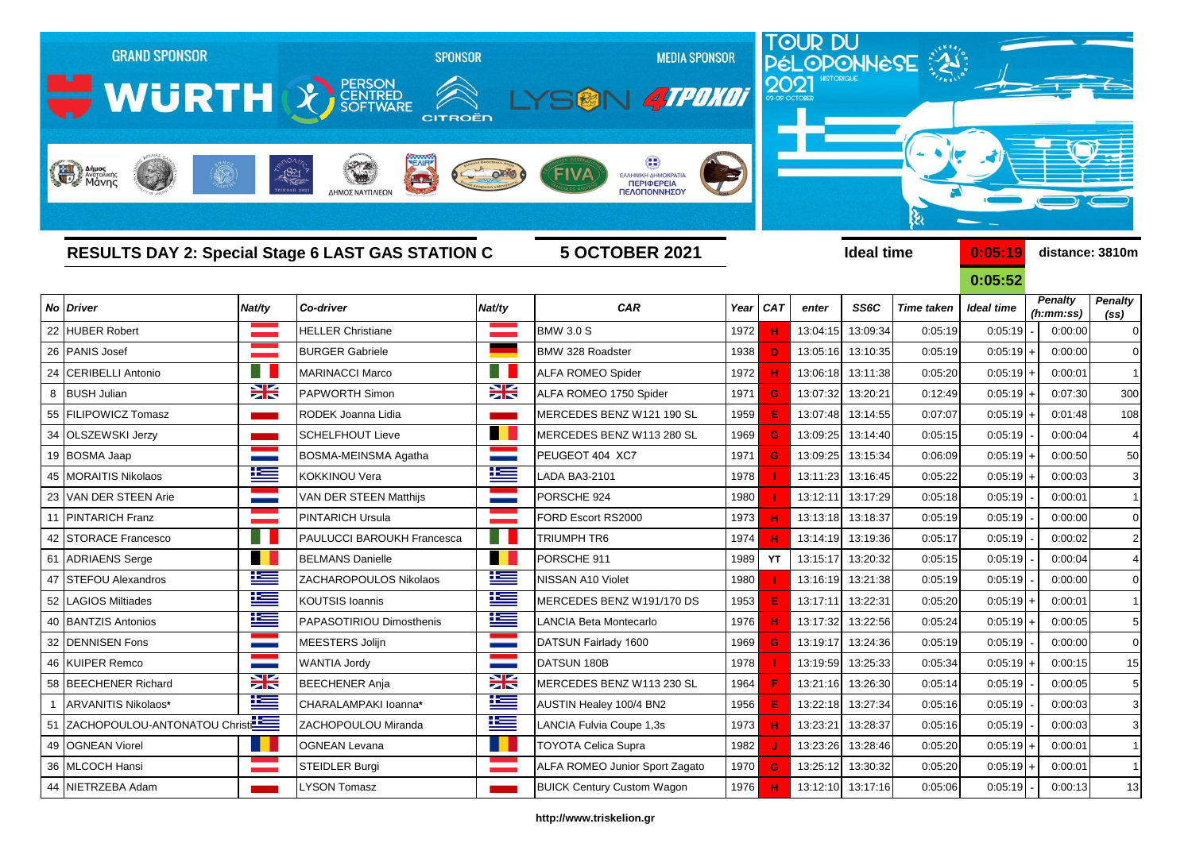GRAND SPONSOR WÜRTH | SPONSOR PERSON CENTRED SOFTWARE CITROËN | MEDIA SPONSOR LYSON 4TPOXOI

TOUR DU PÉLOPONNÈSE 2021 HISTORIQUE 03-09 OCTOBER

## RESULTS DAY 2: Special Stage 6 LAST GAS STATION C

**5 OCTOBER 2021**

**Ideal time** 0:05:19 **distance: 3810m**

0:05:52

| No | Driver | Nat/ty | Co-driver | Nat/ty | CAR | Year | CAT | enter | SS6C | Time taken | Ideal time | | Penalty (h:mm:ss) | Penalty (ss) |
|---|---|---|---|---|---|---|---|---|---|---|---|---|---|---|
| 22 | HUBER Robert | | HELLER Christiane | | BMW 3.0 S | 1972 | H | 13:04:15 | 13:09:34 | 0:05:19 | 0:05:19 | - | 0:00:00 | 0 |
| 26 | PANIS Josef | | BURGER Gabriele | | BMW 328 Roadster | 1938 | D | 13:05:16 | 13:10:35 | 0:05:19 | 0:05:19 | + | 0:00:00 | 0 |
| 24 | CERIBELLI Antonio | | MARINACCI Marco | | ALFA ROMEO Spider | 1972 | H | 13:06:18 | 13:11:38 | 0:05:20 | 0:05:19 | + | 0:00:01 | 1 |
| 8 | BUSH Julian | | PAPWORTH Simon | | ALFA ROMEO 1750 Spider | 1971 | G | 13:07:32 | 13:20:21 | 0:12:49 | 0:05:19 | + | 0:07:30 | 300 |
| 55 | FILIPOWICZ Tomasz | | RODEK Joanna Lidia | | MERCEDES BENZ W121 190 SL | 1959 | E | 13:07:48 | 13:14:55 | 0:07:07 | 0:05:19 | + | 0:01:48 | 108 |
| 34 | OLSZEWSKI Jerzy | | SCHELFHOUT Lieve | | MERCEDES BENZ W113 280 SL | 1969 | G | 13:09:25 | 13:14:40 | 0:05:15 | 0:05:19 | - | 0:00:04 | 4 |
| 19 | BOSMA Jaap | | BOSMA-MEINSMA Agatha | | PEUGEOT 404 XC7 | 1971 | G | 13:09:25 | 13:15:34 | 0:06:09 | 0:05:19 | + | 0:00:50 | 50 |
| 45 | MORAITIS Nikolaos | | KOKKINOU Vera | | LADA BA3-2101 | 1978 | I | 13:11:23 | 13:16:45 | 0:05:22 | 0:05:19 | + | 0:00:03 | 3 |
| 23 | VAN DER STEEN Arie | | VAN DER STEEN Matthijs | | PORSCHE 924 | 1980 | I | 13:12:11 | 13:17:29 | 0:05:18 | 0:05:19 | - | 0:00:01 | 1 |
| 11 | PINTARICH Franz | | PINTARICH Ursula | | FORD Escort RS2000 | 1973 | H | 13:13:18 | 13:18:37 | 0:05:19 | 0:05:19 | - | 0:00:00 | 0 |
| 42 | STORACE Francesco | | PAULUCCI BAROUKH Francesca | | TRIUMPH TR6 | 1974 | H | 13:14:19 | 13:19:36 | 0:05:17 | 0:05:19 | - | 0:00:02 | 2 |
| 61 | ADRIAENS Serge | | BELMANS Danielle | | PORSCHE 911 | 1989 | YT | 13:15:17 | 13:20:32 | 0:05:15 | 0:05:19 | - | 0:00:04 | 4 |
| 47 | STEFOU Alexandros | | ZACHAROPOULOS Nikolaos | | NISSAN A10 Violet | 1980 | I | 13:16:19 | 13:21:38 | 0:05:19 | 0:05:19 | - | 0:00:00 | 0 |
| 52 | LAGIOS Miltiades | | KOUTSIS Ioannis | | MERCEDES BENZ W191/170 DS | 1953 | E | 13:17:11 | 13:22:31 | 0:05:20 | 0:05:19 | + | 0:00:01 | 1 |
| 40 | BANTZIS Antonios | | PAPASOTIRIOU Dimosthenis | | LANCIA Beta Montecarlo | 1976 | H | 13:17:32 | 13:22:56 | 0:05:24 | 0:05:19 | + | 0:00:05 | 5 |
| 32 | DENNISEN Fons | | MEESTERS Jolijn | | DATSUN Fairlady 1600 | 1969 | G | 13:19:17 | 13:24:36 | 0:05:19 | 0:05:19 | - | 0:00:00 | 0 |
| 46 | KUIPER Remco | | WANTIA Jordy | | DATSUN 180B | 1978 | I | 13:19:59 | 13:25:33 | 0:05:34 | 0:05:19 | + | 0:00:15 | 15 |
| 58 | BEECHENER Richard | | BEECHENER Anja | | MERCEDES BENZ W113 230 SL | 1964 | F | 13:21:16 | 13:26:30 | 0:05:14 | 0:05:19 | - | 0:00:05 | 5 |
| 1 | ARVANITIS Nikolaos* | | CHARALAMPAKI Ioanna* | | AUSTIN Healey 100/4 BN2 | 1956 | E | 13:22:18 | 13:27:34 | 0:05:16 | 0:05:19 | - | 0:00:03 | 3 |
| 51 | ZACHOPOULOU-ANTONATOU Christi | | ZACHOPOULOU Miranda | | LANCIA Fulvia Coupe 1,3s | 1973 | H | 13:23:21 | 13:28:37 | 0:05:16 | 0:05:19 | - | 0:00:03 | 3 |
| 49 | OGNEAN Viorel | | OGNEAN Levana | | TOYOTA Celica Supra | 1982 | J | 13:23:26 | 13:28:46 | 0:05:20 | 0:05:19 | + | 0:00:01 | 1 |
| 36 | MLCOCH Hansi | | STEIDLER Burgi | | ALFA ROMEO Junior Sport Zagato | 1970 | G | 13:25:12 | 13:30:32 | 0:05:20 | 0:05:19 | + | 0:00:01 | 1 |
| 44 | NIETRZEBA Adam | | LYSON Tomasz | | BUICK Century Custom Wagon | 1976 | H | 13:12:10 | 13:17:16 | 0:05:06 | 0:05:19 | - | 0:00:13 | 13 |

http://www.triskelion.gr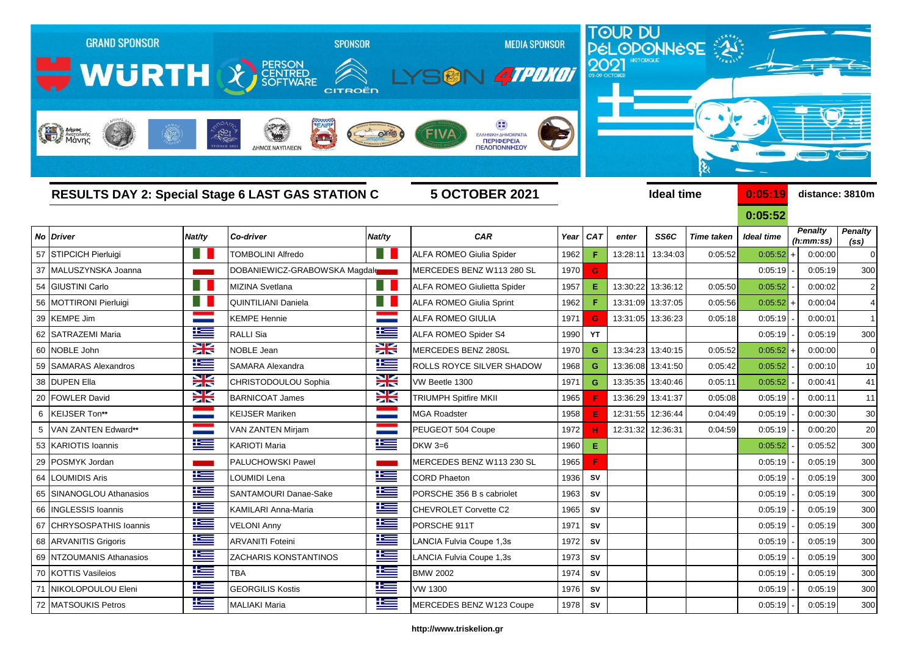GRAND SPONSOR WÜRTH — SPONSOR PERSON CENTRED SOFTWARE, CITROËN — MEDIA SPONSOR LYSON 4TPOXOI

TOUR DU PÉLOPONNÈSE 2021 HISTORIQUE 03-09 OCTOBER

## RESULTS DAY 2: Special Stage 6 LAST GAS STATION C

**5 OCTOBER 2021**

**Ideal time** 0:05:19 **distance: 3810m**

0:05:52

| No | Driver | Nat/ty | Co-driver | Nat/ty | CAR | Year | CAT | enter | SS6C | Time taken | Ideal time | | Penalty (h:mm:ss) | Penalty (ss) |
|---|---|---|---|---|---|---|---|---|---|---|---|---|---|---|
| 57 | STIPCICH Pierluigi | | TOMBOLINI Alfredo | | ALFA ROMEO Giulia Spider | 1962 | F | 13:28:11 | 13:34:03 | 0:05:52 | 0:05:52 | + | 0:00:00 | 0 |
| 37 | MALUSZYNSKA Joanna | | DOBANIEWICZ-GRABOWSKA Magdale | | MERCEDES BENZ W113 280 SL | 1970 | G | | | | 0:05:19 | - | 0:05:19 | 300 |
| 54 | GIUSTINI Carlo | | MIZINA Svetlana | | ALFA ROMEO Giulietta Spider | 1957 | E | 13:30:22 | 13:36:12 | 0:05:50 | 0:05:52 | - | 0:00:02 | 2 |
| 56 | MOTTIRONI Pierluigi | | QUINTILIANI Daniela | | ALFA ROMEO Giulia Sprint | 1962 | F | 13:31:09 | 13:37:05 | 0:05:56 | 0:05:52 | + | 0:00:04 | 4 |
| 39 | KEMPE Jim | | KEMPE Hennie | | ALFA ROMEO GIULIA | 1971 | G | 13:31:05 | 13:36:23 | 0:05:18 | 0:05:19 | - | 0:00:01 | 1 |
| 62 | SATRAZEMI Maria | | RALLI Sia | | ALFA ROMEO Spider S4 | 1990 | YT | | | | 0:05:19 | - | 0:05:19 | 300 |
| 60 | NOBLE John | | NOBLE Jean | | MERCEDES BENZ 280SL | 1970 | G | 13:34:23 | 13:40:15 | 0:05:52 | 0:05:52 | + | 0:00:00 | 0 |
| 59 | SAMARAS Alexandros | | SAMARA Alexandra | | ROLLS ROYCE SILVER SHADOW | 1968 | G | 13:36:08 | 13:41:50 | 0:05:42 | 0:05:52 | - | 0:00:10 | 10 |
| 38 | DUPEN Ella | | CHRISTODOULOU Sophia | | VW Beetle 1300 | 1971 | G | 13:35:35 | 13:40:46 | 0:05:11 | 0:05:52 | - | 0:00:41 | 41 |
| 20 | FOWLER David | | BARNICOAT James | | TRIUMPH Spitfire MKII | 1965 | F | 13:36:29 | 13:41:37 | 0:05:08 | 0:05:19 | - | 0:00:11 | 11 |
| 6 | KEIJSER Ton** | | KEIJSER Mariken | | MGA Roadster | 1958 | E | 12:31:55 | 12:36:44 | 0:04:49 | 0:05:19 | - | 0:00:30 | 30 |
| 5 | VAN ZANTEN Edward** | | VAN ZANTEN Mirjam | | PEUGEOT 504 Coupe | 1972 | H | 12:31:32 | 12:36:31 | 0:04:59 | 0:05:19 | - | 0:00:20 | 20 |
| 53 | KARIOTIS Ioannis | | KARIOTI Maria | | DKW 3=6 | 1960 | E | | | | 0:05:52 | - | 0:05:52 | 300 |
| 29 | POSMYK Jordan | | PALUCHOWSKI Pawel | | MERCEDES BENZ W113 230 SL | 1965 | F | | | | 0:05:19 | - | 0:05:19 | 300 |
| 64 | LOUMIDIS Aris | | LOUMIDI Lena | | CORD Phaeton | 1936 | SV | | | | 0:05:19 | - | 0:05:19 | 300 |
| 65 | SINANOGLOU Athanasios | | SANTAMOURI Danae-Sake | | PORSCHE 356 B s cabriolet | 1963 | SV | | | | 0:05:19 | - | 0:05:19 | 300 |
| 66 | INGLESSIS Ioannis | | KAMILARI Anna-Maria | | CHEVROLET Corvette C2 | 1965 | SV | | | | 0:05:19 | - | 0:05:19 | 300 |
| 67 | CHRYSOSPATHIS Ioannis | | VELONI Anny | | PORSCHE 911T | 1971 | SV | | | | 0:05:19 | - | 0:05:19 | 300 |
| 68 | ARVANITIS Grigoris | | ARVANITI Foteini | | LANCIA Fulvia Coupe 1,3s | 1972 | SV | | | | 0:05:19 | - | 0:05:19 | 300 |
| 69 | NTZOUMANIS Athanasios | | ZACHARIS KONSTANTINOS | | LANCIA Fulvia Coupe 1,3s | 1973 | SV | | | | 0:05:19 | - | 0:05:19 | 300 |
| 70 | KOTTIS Vasileios | | TBA | | BMW 2002 | 1974 | SV | | | | 0:05:19 | - | 0:05:19 | 300 |
| 71 | NIKOLOPOULOU Eleni | | GEORGILIS Kostis | | VW 1300 | 1976 | SV | | | | 0:05:19 | - | 0:05:19 | 300 |
| 72 | MATSOUKIS Petros | | MALIAKI Maria | | MERCEDES BENZ W123 Coupe | 1978 | SV | | | | 0:05:19 | - | 0:05:19 | 300 |

http://www.triskelion.gr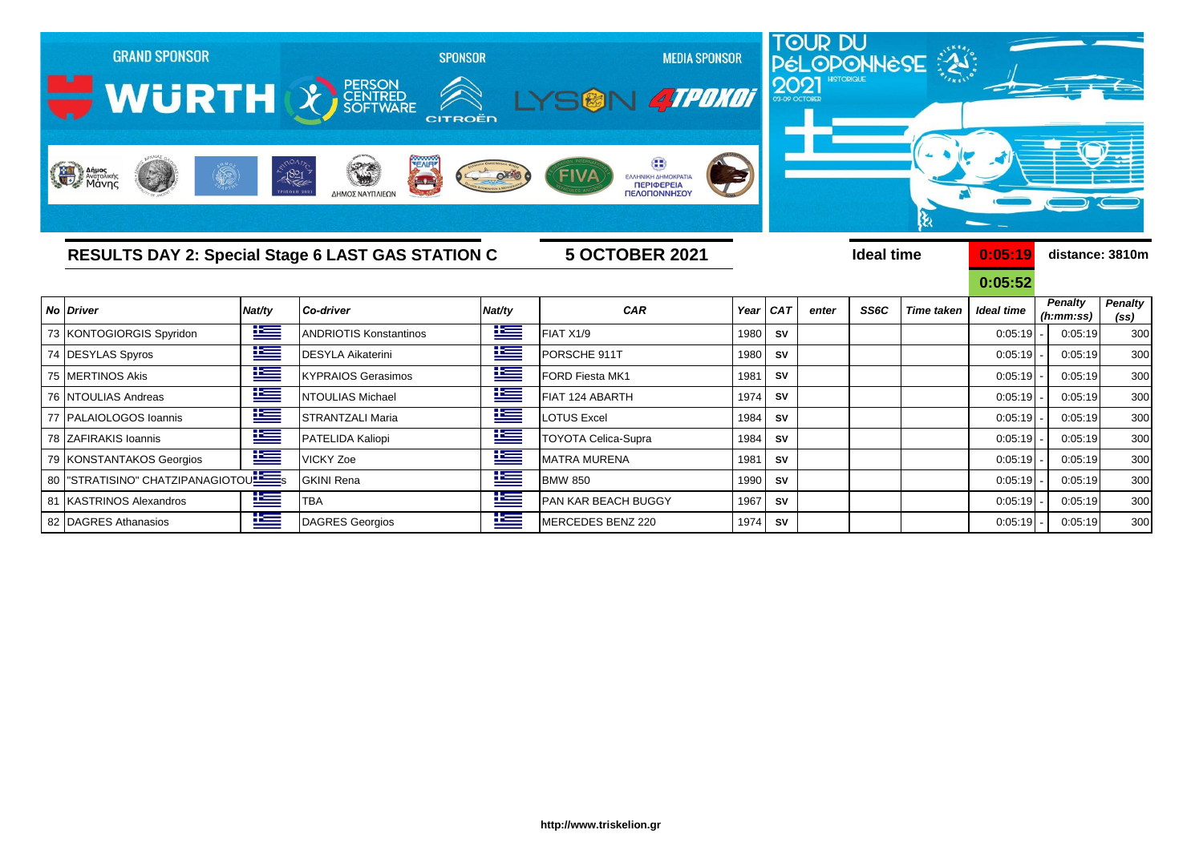GRAND SPONSOR

WÜRTH

PERSON CENTRED SOFTWARE

SPONSOR

CITROËN

MEDIA SPONSOR

LYSON 4TPOXOI

TOUR DU PÉLOPONNÈSE 2021 HISTORIQUE

## RESULTS DAY 2: Special Stage 6 LAST GAS STATION C

**5 OCTOBER 2021**

**Ideal time** 0:05:19 **distance: 3810m**

0:05:52

| No | Driver | Nat/ty | Co-driver | Nat/ty | CAR | Year | CAT | enter | SS6C | Time taken | Ideal time | | Penalty (h:mm:ss) | Penalty (ss) |
|---|---|---|---|---|---|---|---|---|---|---|---|---|---|---|
| 73 | KONTOGIORGIS Spyridon | | ANDRIOTIS Konstantinos | | FIAT X1/9 | 1980 | SV | | | | 0:05:19 | - | 0:05:19 | 300 |
| 74 | DESYLAS Spyros | | DESYLA Aikaterini | | PORSCHE 911T | 1980 | SV | | | | 0:05:19 | - | 0:05:19 | 300 |
| 75 | MERTINOS Akis | | KYPRAIOS Gerasimos | | FORD Fiesta MK1 | 1981 | SV | | | | 0:05:19 | - | 0:05:19 | 300 |
| 76 | NTOULIAS Andreas | | NTOULIAS Michael | | FIAT 124 ABARTH | 1974 | SV | | | | 0:05:19 | - | 0:05:19 | 300 |
| 77 | PALAIOLOGOS Ioannis | | STRANTZALI Maria | | LOTUS Excel | 1984 | SV | | | | 0:05:19 | - | 0:05:19 | 300 |
| 78 | ZAFIRAKIS Ioannis | | PATELIDA Kaliopi | | TOYOTA Celica-Supra | 1984 | SV | | | | 0:05:19 | - | 0:05:19 | 300 |
| 79 | KONSTANTAKOS Georgios | | VICKY Zoe | | MATRA MURENA | 1981 | SV | | | | 0:05:19 | - | 0:05:19 | 300 |
| 80 | "STRATISINO" CHATZIPANAGIOTOUs | | GKINI Rena | | BMW 850 | 1990 | SV | | | | 0:05:19 | - | 0:05:19 | 300 |
| 81 | KASTRINOS Alexandros | | TBA | | PAN KAR BEACH BUGGY | 1967 | SV | | | | 0:05:19 | - | 0:05:19 | 300 |
| 82 | DAGRES Athanasios | | DAGRES Georgios | | MERCEDES BENZ 220 | 1974 | SV | | | | 0:05:19 | - | 0:05:19 | 300 |

http://www.triskelion.gr